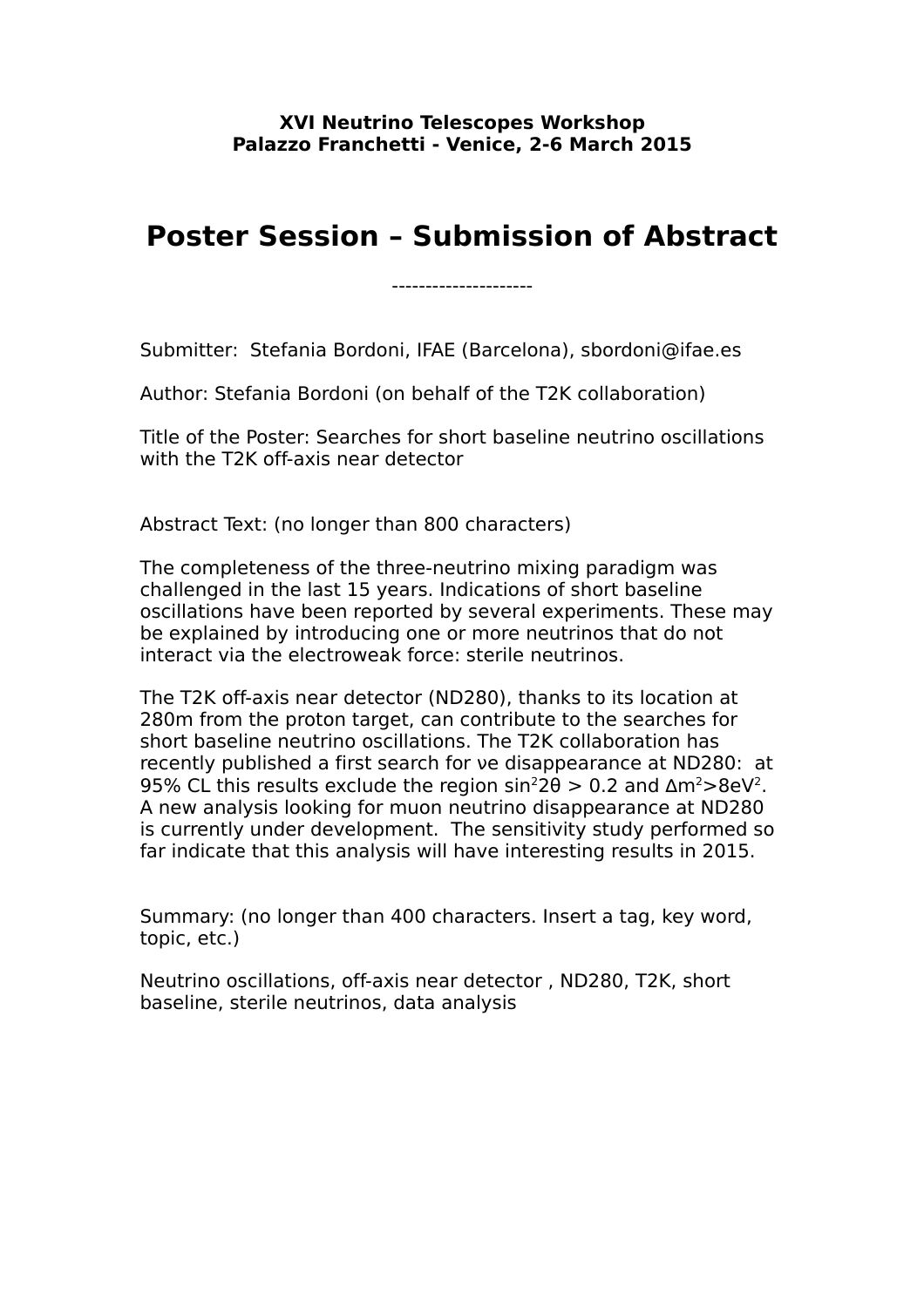**XVI Neutrino Telescopes Workshop**
**Palazzo Franchetti - Venice, 2-6 March 2015**

# Poster Session – Submission of Abstract

---------------------

Submitter: Stefania Bordoni, IFAE (Barcelona), sbordoni@ifae.es

Author: Stefania Bordoni (on behalf of the T2K collaboration)

Title of the Poster: Searches for short baseline neutrino oscillations with the T2K off-axis near detector

Abstract Text: (no longer than 800 characters)

The completeness of the three-neutrino mixing paradigm was challenged in the last 15 years. Indications of short baseline oscillations have been reported by several experiments. These may be explained by introducing one or more neutrinos that do not interact via the electroweak force: sterile neutrinos.

The T2K off-axis near detector (ND280), thanks to its location at 280m from the proton target, can contribute to the searches for short baseline neutrino oscillations. The T2K collaboration has recently published a first search for $\nu e$ disappearance at ND280: at 95% CL this results exclude the region $\sin^2 2\theta > 0.2$ and $\Delta m^2 > 8eV^2$. A new analysis looking for muon neutrino disappearance at ND280 is currently under development. The sensitivity study performed so far indicate that this analysis will have interesting results in 2015.

Summary: (no longer than 400 characters. Insert a tag, key word, topic, etc.)

Neutrino oscillations, off-axis near detector , ND280, T2K, short baseline, sterile neutrinos, data analysis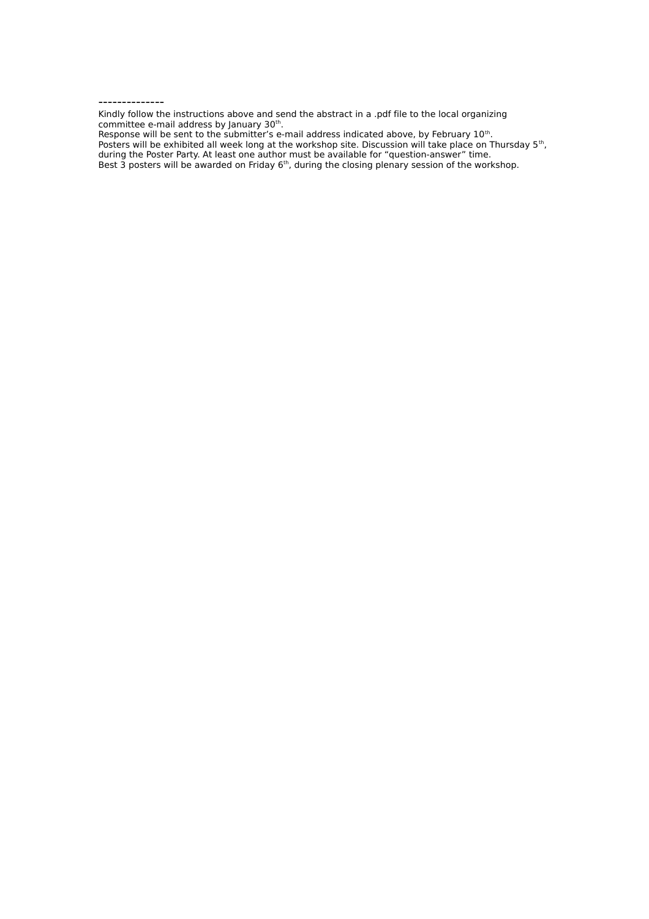--------------

Kindly follow the instructions above and send the abstract in a .pdf file to the local organizing committee e-mail address by January 30th.
Response will be sent to the submitter's e-mail address indicated above, by February 10th.
Posters will be exhibited all week long at the workshop site. Discussion will take place on Thursday 5th, during the Poster Party. At least one author must be available for "question-answer" time.
Best 3 posters will be awarded on Friday 6th, during the closing plenary session of the workshop.